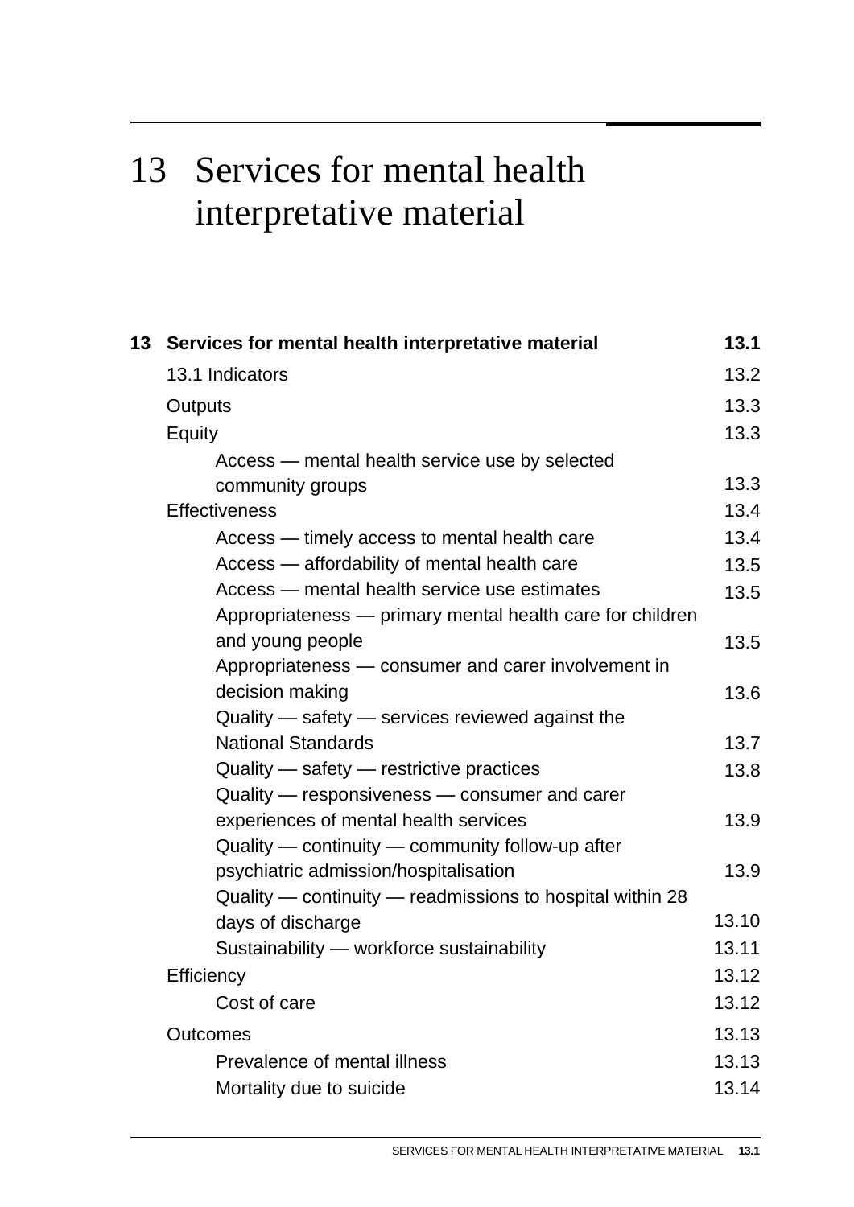# 13 Services for mental health interpretative material

| | | |
|---|---|---|
| **13** | **Services for mental health interpretative material** | **13.1** |
| | 13.1 Indicators | 13.2 |
| | Outputs | 13.3 |
| | Equity | 13.3 |
| | Access — mental health service use by selected community groups | 13.3 |
| | Effectiveness | 13.4 |
| | Access — timely access to mental health care | 13.4 |
| | Access — affordability of mental health care | 13.5 |
| | Access — mental health service use estimates | 13.5 |
| | Appropriateness — primary mental health care for children and young people | 13.5 |
| | Appropriateness — consumer and carer involvement in decision making | 13.6 |
| | Quality — safety — services reviewed against the National Standards | 13.7 |
| | Quality — safety — restrictive practices | 13.8 |
| | Quality — responsiveness — consumer and carer experiences of mental health services | 13.9 |
| | Quality — continuity — community follow-up after psychiatric admission/hospitalisation | 13.9 |
| | Quality — continuity — readmissions to hospital within 28 days of discharge | 13.10 |
| | Sustainability — workforce sustainability | 13.11 |
| | Efficiency | 13.12 |
| | Cost of care | 13.12 |
| | Outcomes | 13.13 |
| | Prevalence of mental illness | 13.13 |
| | Mortality due to suicide | 13.14 |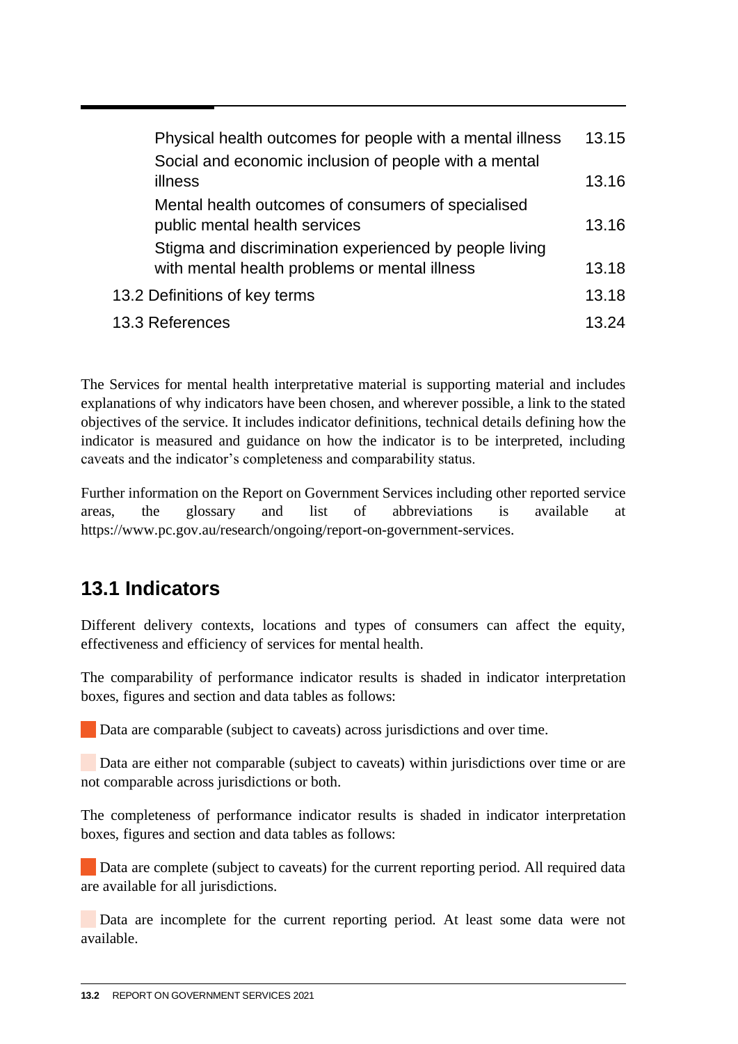| | |
|---|---|
| Physical health outcomes for people with a mental illness | 13.15 |
| Social and economic inclusion of people with a mental illness | 13.16 |
| Mental health outcomes of consumers of specialised public mental health services | 13.16 |
| Stigma and discrimination experienced by people living with mental health problems or mental illness | 13.18 |
| 13.2 Definitions of key terms | 13.18 |
| 13.3 References | 13.24 |

The Services for mental health interpretative material is supporting material and includes explanations of why indicators have been chosen, and wherever possible, a link to the stated objectives of the service. It includes indicator definitions, technical details defining how the indicator is measured and guidance on how the indicator is to be interpreted, including caveats and the indicator's completeness and comparability status.

Further information on the Report on Government Services including other reported service areas, the glossary and list of abbreviations is available at https://www.pc.gov.au/research/ongoing/report-on-government-services.

## 13.1 Indicators

Different delivery contexts, locations and types of consumers can affect the equity, effectiveness and efficiency of services for mental health.

The comparability of performance indicator results is shaded in indicator interpretation boxes, figures and section and data tables as follows:

Data are comparable (subject to caveats) across jurisdictions and over time.

Data are either not comparable (subject to caveats) within jurisdictions over time or are not comparable across jurisdictions or both.

The completeness of performance indicator results is shaded in indicator interpretation boxes, figures and section and data tables as follows:

Data are complete (subject to caveats) for the current reporting period. All required data are available for all jurisdictions.

Data are incomplete for the current reporting period. At least some data were not available.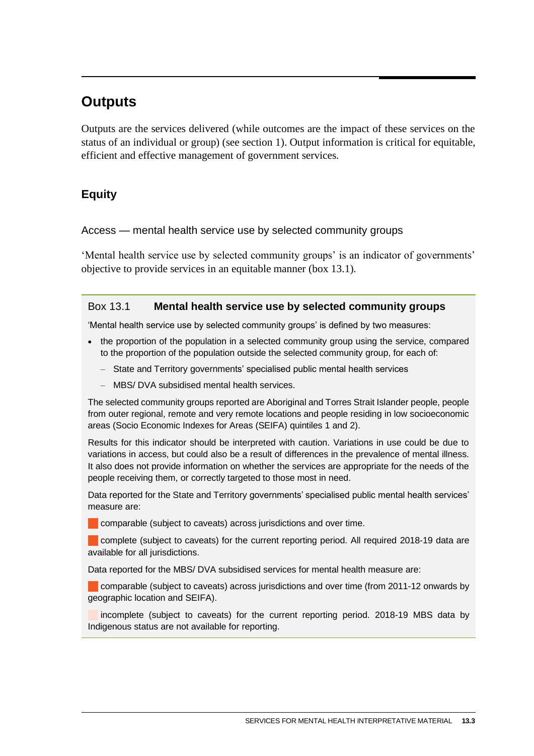## Outputs

Outputs are the services delivered (while outcomes are the impact of these services on the status of an individual or group) (see section 1). Output information is critical for equitable, efficient and effective management of government services.

### Equity

Access — mental health service use by selected community groups

'Mental health service use by selected community groups' is an indicator of governments' objective to provide services in an equitable manner (box 13.1).

> Box 13.1 **Mental health service use by selected community groups**
>
> 'Mental health service use by selected community groups' is defined by two measures:
>
> - the proportion of the population in a selected community group using the service, compared to the proportion of the population outside the selected community group, for each of:
>   - State and Territory governments' specialised public mental health services
>   - MBS/ DVA subsidised mental health services.
>
> The selected community groups reported are Aboriginal and Torres Strait Islander people, people from outer regional, remote and very remote locations and people residing in low socioeconomic areas (Socio Economic Indexes for Areas (SEIFA) quintiles 1 and 2).
>
> Results for this indicator should be interpreted with caution. Variations in use could be due to variations in access, but could also be a result of differences in the prevalence of mental illness. It also does not provide information on whether the services are appropriate for the needs of the people receiving them, or correctly targeted to those most in need.
>
> Data reported for the State and Territory governments' specialised public mental health services' measure are:
>
> comparable (subject to caveats) across jurisdictions and over time.
>
> complete (subject to caveats) for the current reporting period. All required 2018-19 data are available for all jurisdictions.
>
> Data reported for the MBS/ DVA subsidised services for mental health measure are:
>
> comparable (subject to caveats) across jurisdictions and over time (from 2011-12 onwards by geographic location and SEIFA).
>
> incomplete (subject to caveats) for the current reporting period. 2018-19 MBS data by Indigenous status are not available for reporting.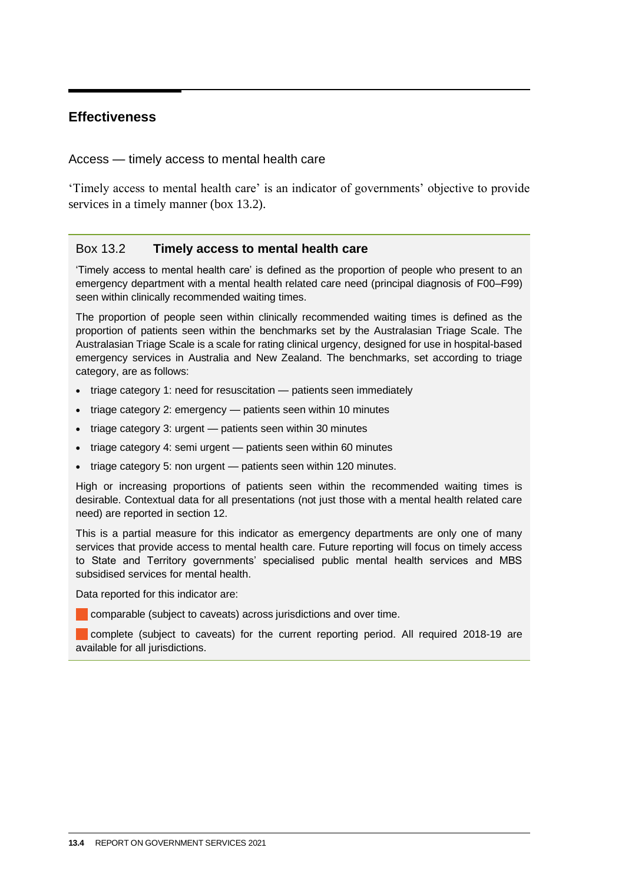## Effectiveness

### Access — timely access to mental health care

'Timely access to mental health care' is an indicator of governments' objective to provide services in a timely manner (box 13.2).

---

**Box 13.2 Timely access to mental health care**

'Timely access to mental health care' is defined as the proportion of people who present to an emergency department with a mental health related care need (principal diagnosis of F00–F99) seen within clinically recommended waiting times.

The proportion of people seen within clinically recommended waiting times is defined as the proportion of patients seen within the benchmarks set by the Australasian Triage Scale. The Australasian Triage Scale is a scale for rating clinical urgency, designed for use in hospital-based emergency services in Australia and New Zealand. The benchmarks, set according to triage category, are as follows:

- triage category 1: need for resuscitation — patients seen immediately
- triage category 2: emergency — patients seen within 10 minutes
- triage category 3: urgent — patients seen within 30 minutes
- triage category 4: semi urgent — patients seen within 60 minutes
- triage category 5: non urgent — patients seen within 120 minutes.

High or increasing proportions of patients seen within the recommended waiting times is desirable. Contextual data for all presentations (not just those with a mental health related care need) are reported in section 12.

This is a partial measure for this indicator as emergency departments are only one of many services that provide access to mental health care. Future reporting will focus on timely access to State and Territory governments' specialised public mental health services and MBS subsidised services for mental health.

Data reported for this indicator are:

- comparable (subject to caveats) across jurisdictions and over time.
- complete (subject to caveats) for the current reporting period. All required 2018-19 are available for all jurisdictions.

---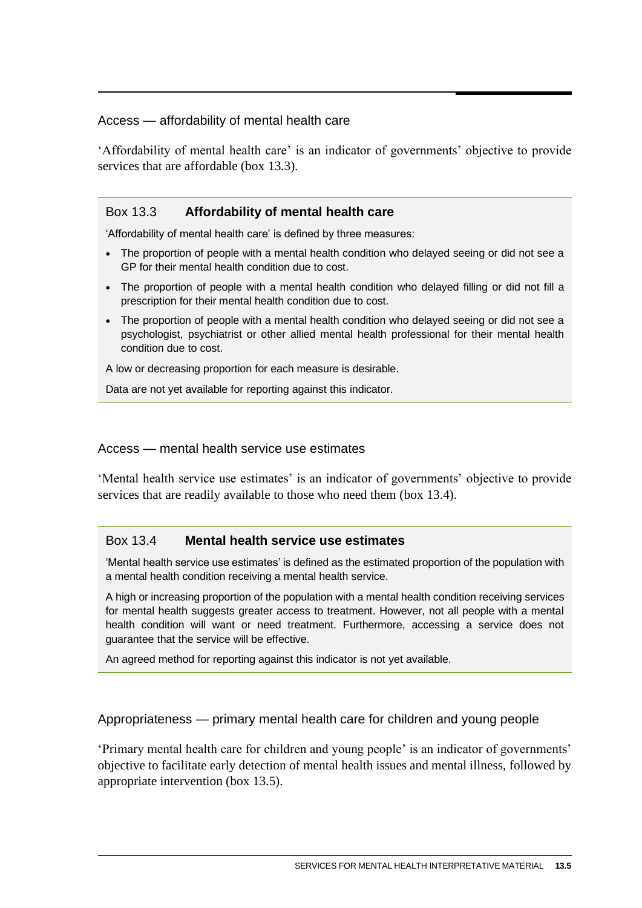### Access — affordability of mental health care

'Affordability of mental health care' is an indicator of governments' objective to provide services that are affordable (box 13.3).

> **Box 13.3 Affordability of mental health care**
>
> 'Affordability of mental health care' is defined by three measures:
>
> - The proportion of people with a mental health condition who delayed seeing or did not see a GP for their mental health condition due to cost.
> - The proportion of people with a mental health condition who delayed filling or did not fill a prescription for their mental health condition due to cost.
> - The proportion of people with a mental health condition who delayed seeing or did not see a psychologist, psychiatrist or other allied mental health professional for their mental health condition due to cost.
>
> A low or decreasing proportion for each measure is desirable.
>
> Data are not yet available for reporting against this indicator.

### Access — mental health service use estimates

'Mental health service use estimates' is an indicator of governments' objective to provide services that are readily available to those who need them (box 13.4).

> **Box 13.4 Mental health service use estimates**
>
> 'Mental health service use estimates' is defined as the estimated proportion of the population with a mental health condition receiving a mental health service.
>
> A high or increasing proportion of the population with a mental health condition receiving services for mental health suggests greater access to treatment. However, not all people with a mental health condition will want or need treatment. Furthermore, accessing a service does not guarantee that the service will be effective.
>
> An agreed method for reporting against this indicator is not yet available.

### Appropriateness — primary mental health care for children and young people

'Primary mental health care for children and young people' is an indicator of governments' objective to facilitate early detection of mental health issues and mental illness, followed by appropriate intervention (box 13.5).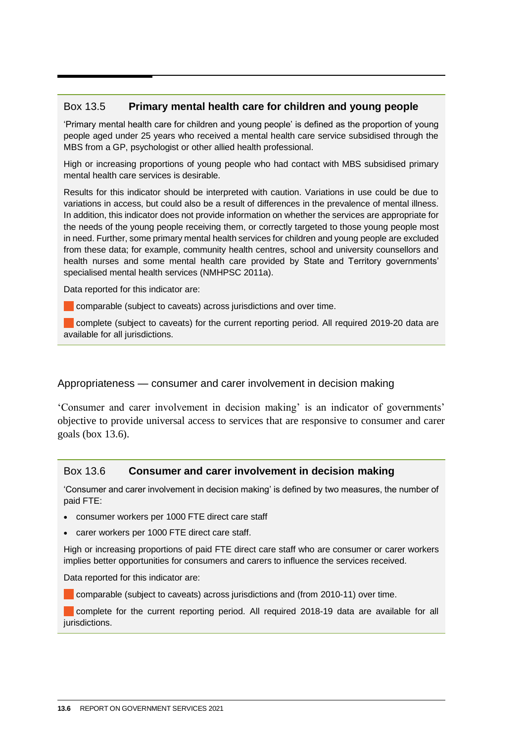### Box 13.5 Primary mental health care for children and young people

'Primary mental health care for children and young people' is defined as the proportion of young people aged under 25 years who received a mental health care service subsidised through the MBS from a GP, psychologist or other allied health professional.

High or increasing proportions of young people who had contact with MBS subsidised primary mental health care services is desirable.

Results for this indicator should be interpreted with caution. Variations in use could be due to variations in access, but could also be a result of differences in the prevalence of mental illness. In addition, this indicator does not provide information on whether the services are appropriate for the needs of the young people receiving them, or correctly targeted to those young people most in need. Further, some primary mental health services for children and young people are excluded from these data; for example, community health centres, school and university counsellors and health nurses and some mental health care provided by State and Territory governments' specialised mental health services (NMHPSC 2011a).

Data reported for this indicator are:

- comparable (subject to caveats) across jurisdictions and over time.
- complete (subject to caveats) for the current reporting period. All required 2019-20 data are available for all jurisdictions.

## Appropriateness — consumer and carer involvement in decision making

'Consumer and carer involvement in decision making' is an indicator of governments' objective to provide universal access to services that are responsive to consumer and carer goals (box 13.6).

### Box 13.6 Consumer and carer involvement in decision making

'Consumer and carer involvement in decision making' is defined by two measures, the number of paid FTE:

- consumer workers per 1000 FTE direct care staff
- carer workers per 1000 FTE direct care staff.

High or increasing proportions of paid FTE direct care staff who are consumer or carer workers implies better opportunities for consumers and carers to influence the services received.

Data reported for this indicator are:

- comparable (subject to caveats) across jurisdictions and (from 2010-11) over time.
- complete for the current reporting period. All required 2018-19 data are available for all jurisdictions.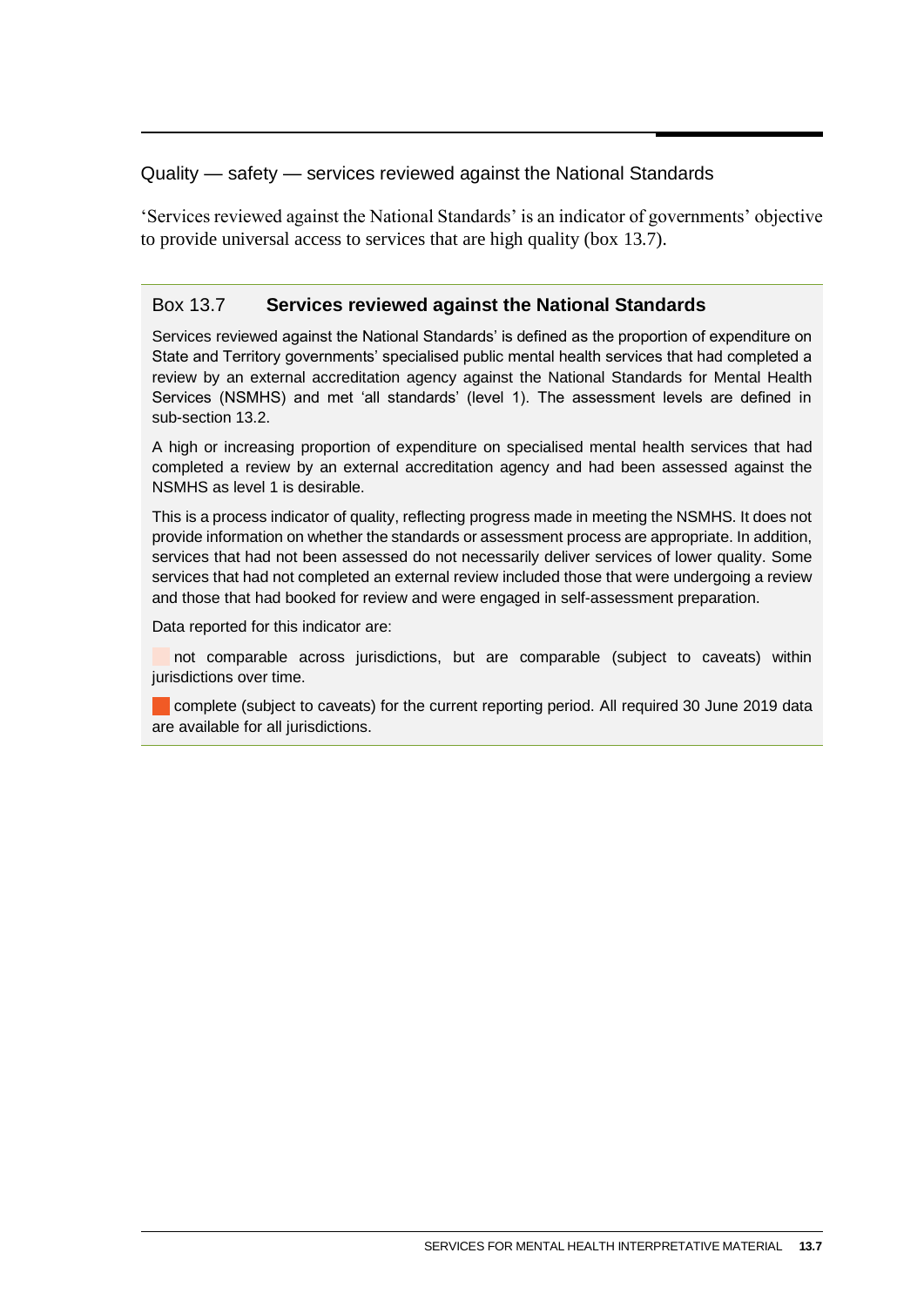## Quality — safety — services reviewed against the National Standards

'Services reviewed against the National Standards' is an indicator of governments' objective to provide universal access to services that are high quality (box 13.7).

### Box 13.7 **Services reviewed against the National Standards**

Services reviewed against the National Standards' is defined as the proportion of expenditure on State and Territory governments' specialised public mental health services that had completed a review by an external accreditation agency against the National Standards for Mental Health Services (NSMHS) and met 'all standards' (level 1). The assessment levels are defined in sub-section 13.2.

A high or increasing proportion of expenditure on specialised mental health services that had completed a review by an external accreditation agency and had been assessed against the NSMHS as level 1 is desirable.

This is a process indicator of quality, reflecting progress made in meeting the NSMHS. It does not provide information on whether the standards or assessment process are appropriate. In addition, services that had not been assessed do not necessarily deliver services of lower quality. Some services that had not completed an external review included those that were undergoing a review and those that had booked for review and were engaged in self-assessment preparation.

Data reported for this indicator are:

- not comparable across jurisdictions, but are comparable (subject to caveats) within jurisdictions over time.
- complete (subject to caveats) for the current reporting period. All required 30 June 2019 data are available for all jurisdictions.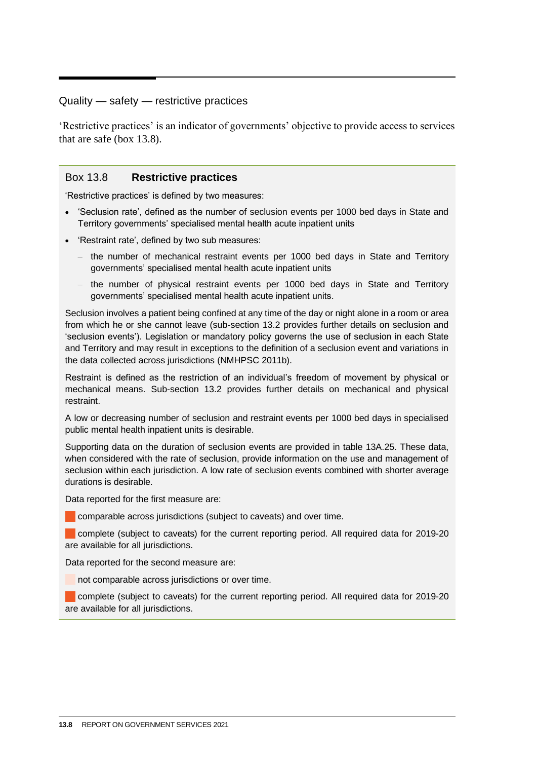## Quality — safety — restrictive practices

'Restrictive practices' is an indicator of governments' objective to provide access to services that are safe (box 13.8).

### Box 13.8 Restrictive practices

'Restrictive practices' is defined by two measures:

- 'Seclusion rate', defined as the number of seclusion events per 1000 bed days in State and Territory governments' specialised mental health acute inpatient units
- 'Restraint rate', defined by two sub measures:
  - the number of mechanical restraint events per 1000 bed days in State and Territory governments' specialised mental health acute inpatient units
  - the number of physical restraint events per 1000 bed days in State and Territory governments' specialised mental health acute inpatient units.

Seclusion involves a patient being confined at any time of the day or night alone in a room or area from which he or she cannot leave (sub-section 13.2 provides further details on seclusion and 'seclusion events'). Legislation or mandatory policy governs the use of seclusion in each State and Territory and may result in exceptions to the definition of a seclusion event and variations in the data collected across jurisdictions (NMHPSC 2011b).

Restraint is defined as the restriction of an individual's freedom of movement by physical or mechanical means. Sub-section 13.2 provides further details on mechanical and physical restraint.

A low or decreasing number of seclusion and restraint events per 1000 bed days in specialised public mental health inpatient units is desirable.

Supporting data on the duration of seclusion events are provided in table 13A.25. These data, when considered with the rate of seclusion, provide information on the use and management of seclusion within each jurisdiction. A low rate of seclusion events combined with shorter average durations is desirable.

Data reported for the first measure are:

- comparable across jurisdictions (subject to caveats) and over time.
- complete (subject to caveats) for the current reporting period. All required data for 2019-20 are available for all jurisdictions.

Data reported for the second measure are:

- not comparable across jurisdictions or over time.
- complete (subject to caveats) for the current reporting period. All required data for 2019-20 are available for all jurisdictions.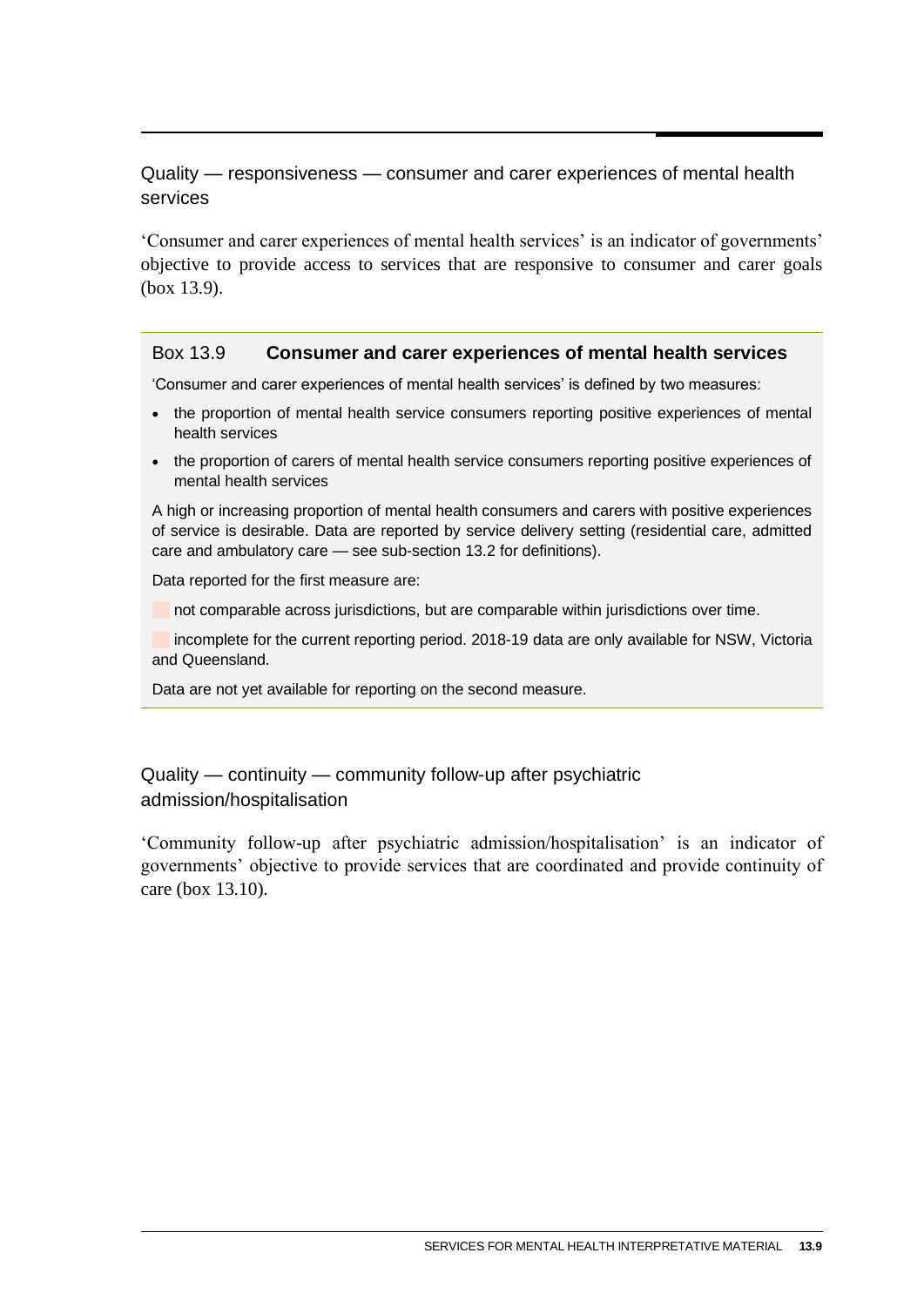## Quality — responsiveness — consumer and carer experiences of mental health services

'Consumer and carer experiences of mental health services' is an indicator of governments' objective to provide access to services that are responsive to consumer and carer goals (box 13.9).

### Box 13.9 **Consumer and carer experiences of mental health services**

'Consumer and carer experiences of mental health services' is defined by two measures:

- the proportion of mental health service consumers reporting positive experiences of mental health services
- the proportion of carers of mental health service consumers reporting positive experiences of mental health services

A high or increasing proportion of mental health consumers and carers with positive experiences of service is desirable. Data are reported by service delivery setting (residential care, admitted care and ambulatory care — see sub-section 13.2 for definitions).

Data reported for the first measure are:

not comparable across jurisdictions, but are comparable within jurisdictions over time.

incomplete for the current reporting period. 2018-19 data are only available for NSW, Victoria and Queensland.

Data are not yet available for reporting on the second measure.

## Quality — continuity — community follow-up after psychiatric admission/hospitalisation

'Community follow-up after psychiatric admission/hospitalisation' is an indicator of governments' objective to provide services that are coordinated and provide continuity of care (box 13.10).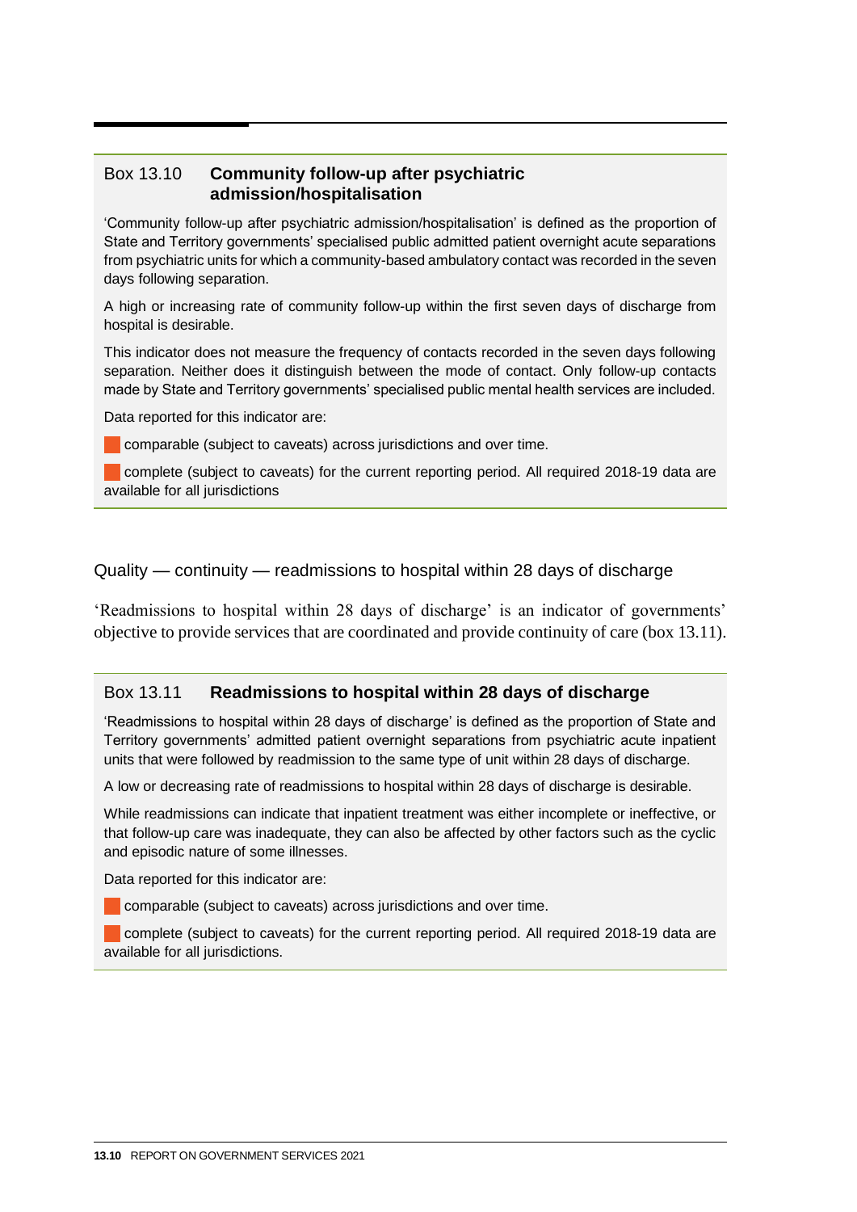**Box 13.10 Community follow-up after psychiatric admission/hospitalisation**

'Community follow-up after psychiatric admission/hospitalisation' is defined as the proportion of State and Territory governments' specialised public admitted patient overnight acute separations from psychiatric units for which a community-based ambulatory contact was recorded in the seven days following separation.

A high or increasing rate of community follow-up within the first seven days of discharge from hospital is desirable.

This indicator does not measure the frequency of contacts recorded in the seven days following separation. Neither does it distinguish between the mode of contact. Only follow-up contacts made by State and Territory governments' specialised public mental health services are included.

Data reported for this indicator are:

- comparable (subject to caveats) across jurisdictions and over time.
- complete (subject to caveats) for the current reporting period. All required 2018-19 data are available for all jurisdictions

### Quality — continuity — readmissions to hospital within 28 days of discharge

'Readmissions to hospital within 28 days of discharge' is an indicator of governments' objective to provide services that are coordinated and provide continuity of care (box 13.11).

**Box 13.11 Readmissions to hospital within 28 days of discharge**

'Readmissions to hospital within 28 days of discharge' is defined as the proportion of State and Territory governments' admitted patient overnight separations from psychiatric acute inpatient units that were followed by readmission to the same type of unit within 28 days of discharge.

A low or decreasing rate of readmissions to hospital within 28 days of discharge is desirable.

While readmissions can indicate that inpatient treatment was either incomplete or ineffective, or that follow-up care was inadequate, they can also be affected by other factors such as the cyclic and episodic nature of some illnesses.

Data reported for this indicator are:

- comparable (subject to caveats) across jurisdictions and over time.
- complete (subject to caveats) for the current reporting period. All required 2018-19 data are available for all jurisdictions.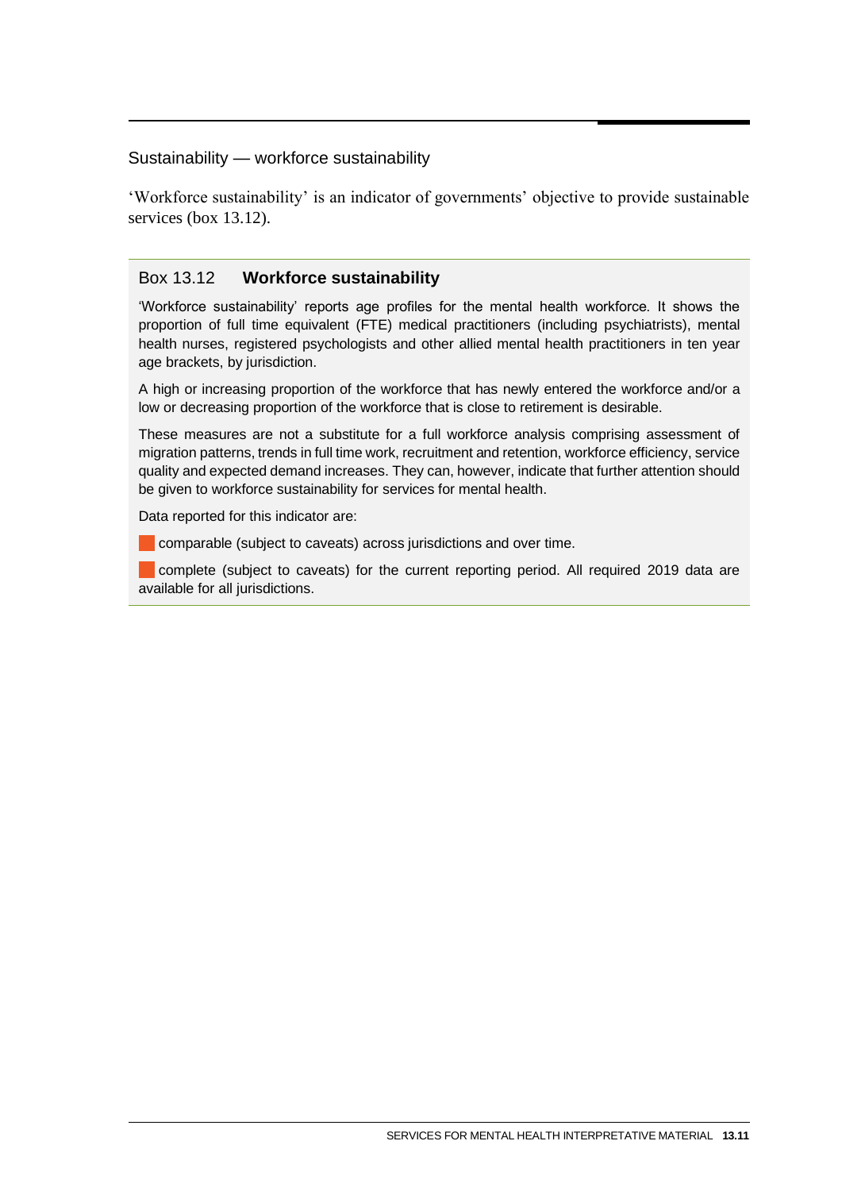## Sustainability — workforce sustainability

'Workforce sustainability' is an indicator of governments' objective to provide sustainable services (box 13.12).

### Box 13.12 **Workforce sustainability**

'Workforce sustainability' reports age profiles for the mental health workforce. It shows the proportion of full time equivalent (FTE) medical practitioners (including psychiatrists), mental health nurses, registered psychologists and other allied mental health practitioners in ten year age brackets, by jurisdiction.

A high or increasing proportion of the workforce that has newly entered the workforce and/or a low or decreasing proportion of the workforce that is close to retirement is desirable.

These measures are not a substitute for a full workforce analysis comprising assessment of migration patterns, trends in full time work, recruitment and retention, workforce efficiency, service quality and expected demand increases. They can, however, indicate that further attention should be given to workforce sustainability for services for mental health.

Data reported for this indicator are:

- comparable (subject to caveats) across jurisdictions and over time.
- complete (subject to caveats) for the current reporting period. All required 2019 data are available for all jurisdictions.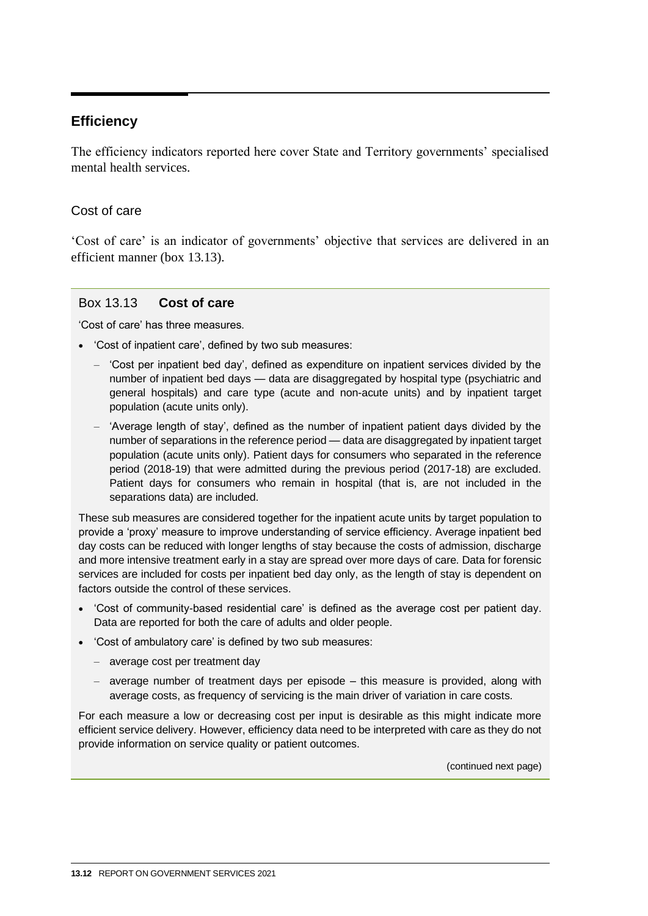## Efficiency

The efficiency indicators reported here cover State and Territory governments' specialised mental health services.

### Cost of care

'Cost of care' is an indicator of governments' objective that services are delivered in an efficient manner (box 13.13).

#### Box 13.13 **Cost of care**

'Cost of care' has three measures.

- 'Cost of inpatient care', defined by two sub measures:
  - 'Cost per inpatient bed day', defined as expenditure on inpatient services divided by the number of inpatient bed days — data are disaggregated by hospital type (psychiatric and general hospitals) and care type (acute and non-acute units) and by inpatient target population (acute units only).
  - 'Average length of stay', defined as the number of inpatient patient days divided by the number of separations in the reference period — data are disaggregated by inpatient target population (acute units only). Patient days for consumers who separated in the reference period (2018-19) that were admitted during the previous period (2017-18) are excluded. Patient days for consumers who remain in hospital (that is, are not included in the separations data) are included.

These sub measures are considered together for the inpatient acute units by target population to provide a 'proxy' measure to improve understanding of service efficiency. Average inpatient bed day costs can be reduced with longer lengths of stay because the costs of admission, discharge and more intensive treatment early in a stay are spread over more days of care. Data for forensic services are included for costs per inpatient bed day only, as the length of stay is dependent on factors outside the control of these services.

- 'Cost of community-based residential care' is defined as the average cost per patient day. Data are reported for both the care of adults and older people.
- 'Cost of ambulatory care' is defined by two sub measures:
  - average cost per treatment day
  - average number of treatment days per episode – this measure is provided, along with average costs, as frequency of servicing is the main driver of variation in care costs.

For each measure a low or decreasing cost per input is desirable as this might indicate more efficient service delivery. However, efficiency data need to be interpreted with care as they do not provide information on service quality or patient outcomes.

(continued next page)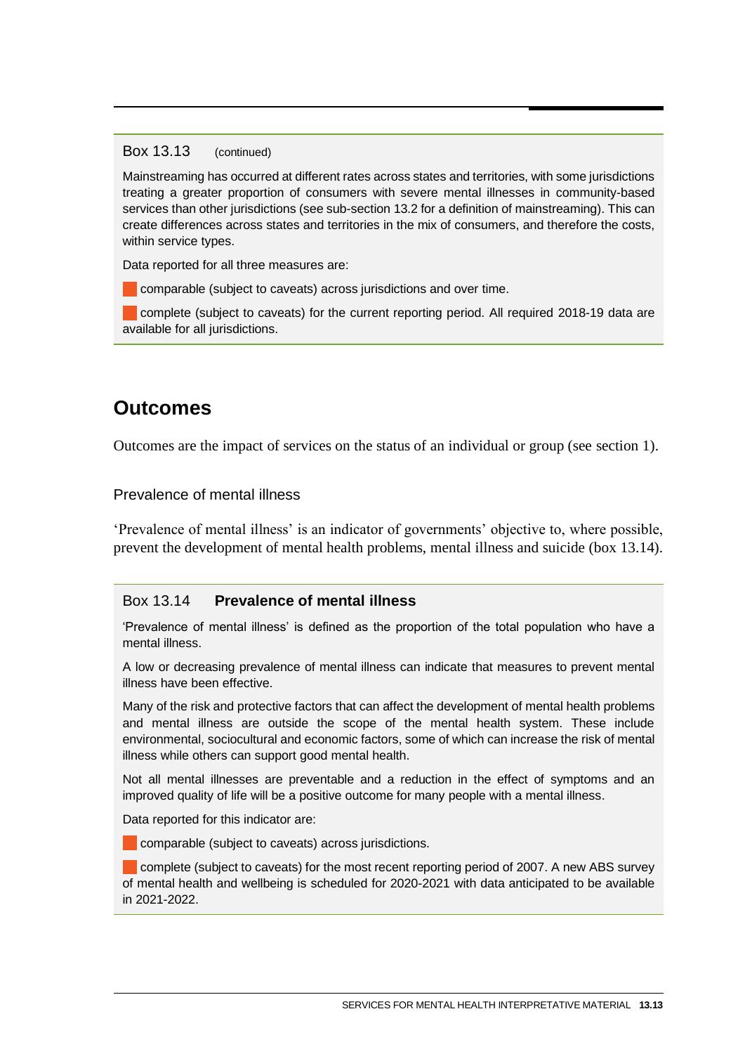Box 13.13 (continued)

Mainstreaming has occurred at different rates across states and territories, with some jurisdictions treating a greater proportion of consumers with severe mental illnesses in community-based services than other jurisdictions (see sub-section 13.2 for a definition of mainstreaming). This can create differences across states and territories in the mix of consumers, and therefore the costs, within service types.

Data reported for all three measures are:

- comparable (subject to caveats) across jurisdictions and over time.
- complete (subject to caveats) for the current reporting period. All required 2018-19 data are available for all jurisdictions.

## Outcomes

Outcomes are the impact of services on the status of an individual or group (see section 1).

### Prevalence of mental illness

'Prevalence of mental illness' is an indicator of governments' objective to, where possible, prevent the development of mental health problems, mental illness and suicide (box 13.14).

Box 13.14 **Prevalence of mental illness**

'Prevalence of mental illness' is defined as the proportion of the total population who have a mental illness.

A low or decreasing prevalence of mental illness can indicate that measures to prevent mental illness have been effective.

Many of the risk and protective factors that can affect the development of mental health problems and mental illness are outside the scope of the mental health system. These include environmental, sociocultural and economic factors, some of which can increase the risk of mental illness while others can support good mental health.

Not all mental illnesses are preventable and a reduction in the effect of symptoms and an improved quality of life will be a positive outcome for many people with a mental illness.

Data reported for this indicator are:

- comparable (subject to caveats) across jurisdictions.
- complete (subject to caveats) for the most recent reporting period of 2007. A new ABS survey of mental health and wellbeing is scheduled for 2020-2021 with data anticipated to be available in 2021-2022.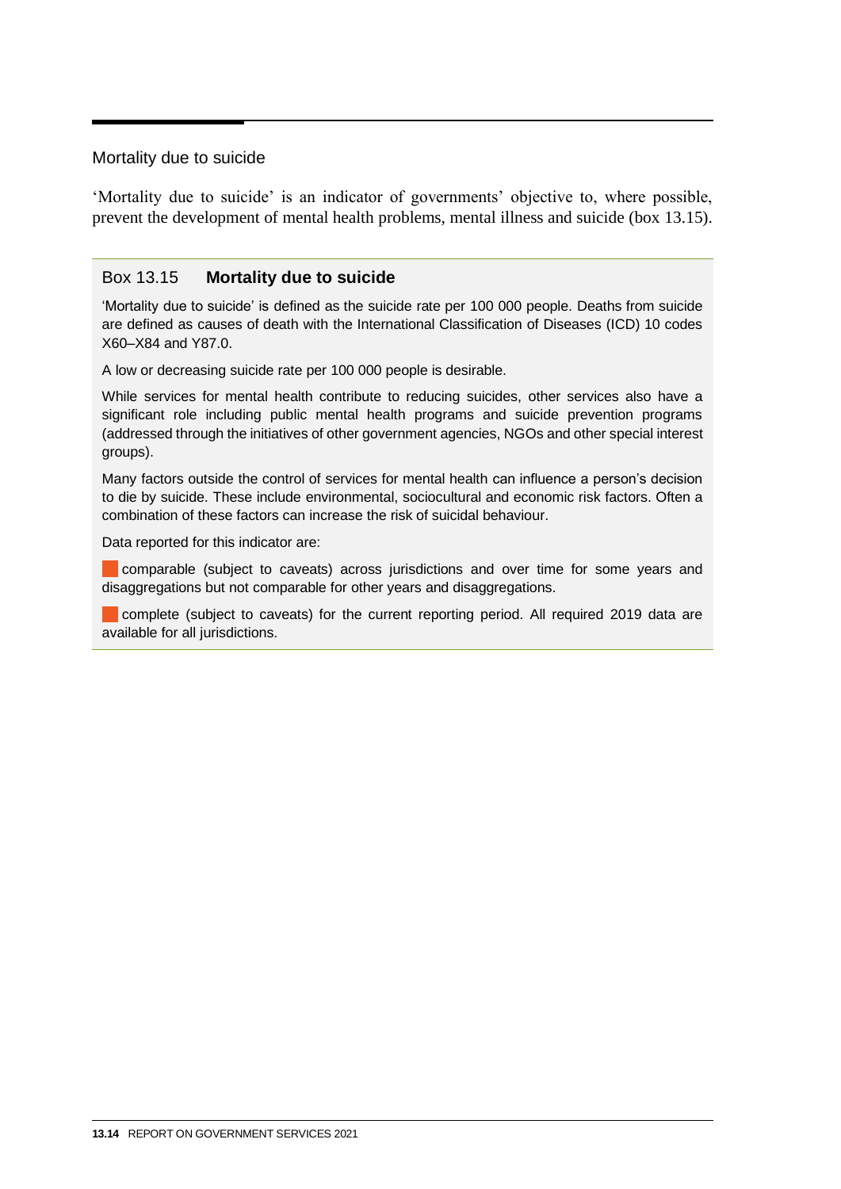## Mortality due to suicide

'Mortality due to suicide' is an indicator of governments' objective to, where possible, prevent the development of mental health problems, mental illness and suicide (box 13.15).

### Box 13.15 Mortality due to suicide

'Mortality due to suicide' is defined as the suicide rate per 100 000 people. Deaths from suicide are defined as causes of death with the International Classification of Diseases (ICD) 10 codes X60–X84 and Y87.0.

A low or decreasing suicide rate per 100 000 people is desirable.

While services for mental health contribute to reducing suicides, other services also have a significant role including public mental health programs and suicide prevention programs (addressed through the initiatives of other government agencies, NGOs and other special interest groups).

Many factors outside the control of services for mental health can influence a person's decision to die by suicide. These include environmental, sociocultural and economic risk factors. Often a combination of these factors can increase the risk of suicidal behaviour.

Data reported for this indicator are:

- comparable (subject to caveats) across jurisdictions and over time for some years and disaggregations but not comparable for other years and disaggregations.
- complete (subject to caveats) for the current reporting period. All required 2019 data are available for all jurisdictions.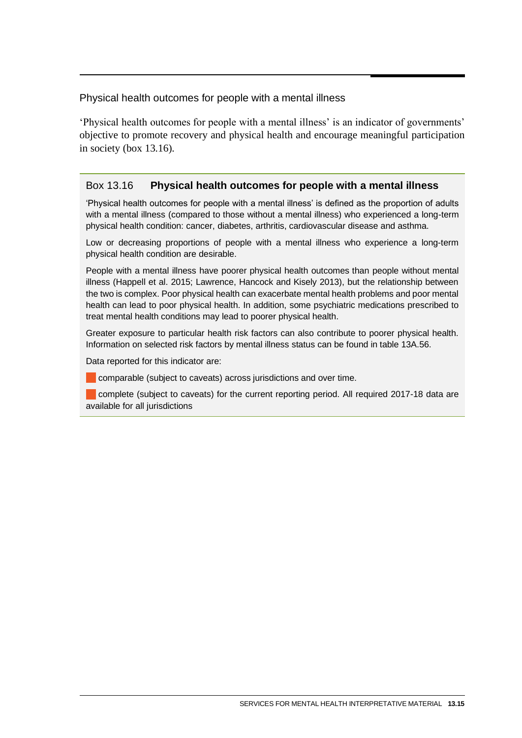## Physical health outcomes for people with a mental illness

'Physical health outcomes for people with a mental illness' is an indicator of governments' objective to promote recovery and physical health and encourage meaningful participation in society (box 13.16).

### Box 13.16 **Physical health outcomes for people with a mental illness**

'Physical health outcomes for people with a mental illness' is defined as the proportion of adults with a mental illness (compared to those without a mental illness) who experienced a long-term physical health condition: cancer, diabetes, arthritis, cardiovascular disease and asthma.

Low or decreasing proportions of people with a mental illness who experience a long-term physical health condition are desirable.

People with a mental illness have poorer physical health outcomes than people without mental illness (Happell et al. 2015; Lawrence, Hancock and Kisely 2013), but the relationship between the two is complex. Poor physical health can exacerbate mental health problems and poor mental health can lead to poor physical health. In addition, some psychiatric medications prescribed to treat mental health conditions may lead to poorer physical health.

Greater exposure to particular health risk factors can also contribute to poorer physical health. Information on selected risk factors by mental illness status can be found in table 13A.56.

Data reported for this indicator are:

- comparable (subject to caveats) across jurisdictions and over time.
- complete (subject to caveats) for the current reporting period. All required 2017-18 data are available for all jurisdictions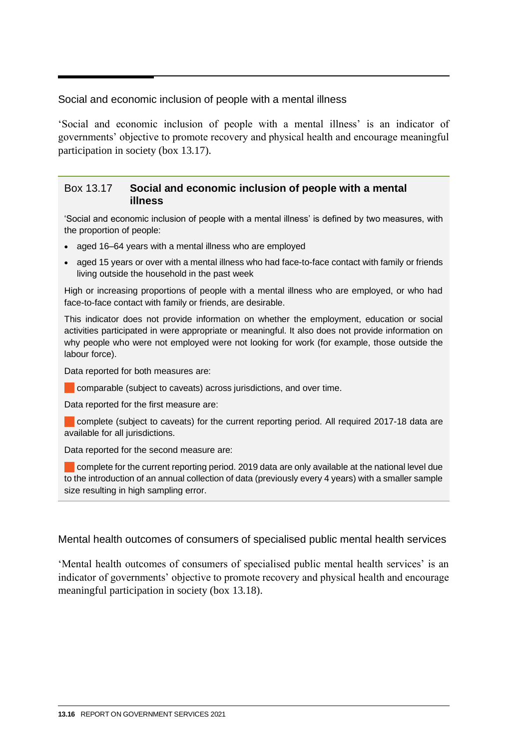## Social and economic inclusion of people with a mental illness

'Social and economic inclusion of people with a mental illness' is an indicator of governments' objective to promote recovery and physical health and encourage meaningful participation in society (box 13.17).

### Box 13.17 **Social and economic inclusion of people with a mental illness**

'Social and economic inclusion of people with a mental illness' is defined by two measures, with the proportion of people:

- aged 16–64 years with a mental illness who are employed
- aged 15 years or over with a mental illness who had face-to-face contact with family or friends living outside the household in the past week

High or increasing proportions of people with a mental illness who are employed, or who had face-to-face contact with family or friends, are desirable.

This indicator does not provide information on whether the employment, education or social activities participated in were appropriate or meaningful. It also does not provide information on why people who were not employed were not looking for work (for example, those outside the labour force).

Data reported for both measures are:

comparable (subject to caveats) across jurisdictions, and over time.

Data reported for the first measure are:

complete (subject to caveats) for the current reporting period. All required 2017-18 data are available for all jurisdictions.

Data reported for the second measure are:

complete for the current reporting period. 2019 data are only available at the national level due to the introduction of an annual collection of data (previously every 4 years) with a smaller sample size resulting in high sampling error.

## Mental health outcomes of consumers of specialised public mental health services

'Mental health outcomes of consumers of specialised public mental health services' is an indicator of governments' objective to promote recovery and physical health and encourage meaningful participation in society (box 13.18).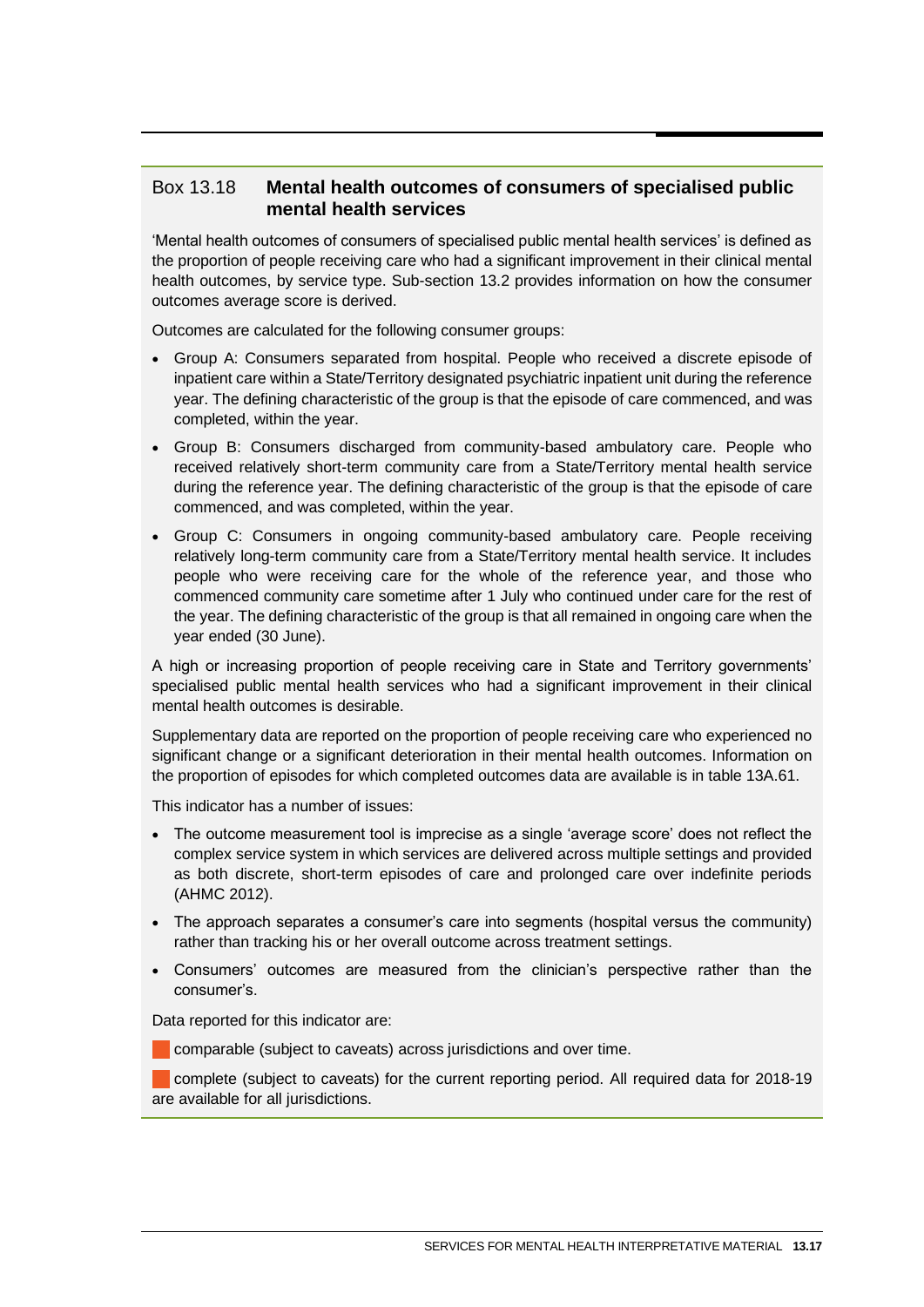### Box 13.18 Mental health outcomes of consumers of specialised public mental health services

'Mental health outcomes of consumers of specialised public mental health services' is defined as the proportion of people receiving care who had a significant improvement in their clinical mental health outcomes, by service type. Sub-section 13.2 provides information on how the consumer outcomes average score is derived.

Outcomes are calculated for the following consumer groups:

- Group A: Consumers separated from hospital. People who received a discrete episode of inpatient care within a State/Territory designated psychiatric inpatient unit during the reference year. The defining characteristic of the group is that the episode of care commenced, and was completed, within the year.
- Group B: Consumers discharged from community-based ambulatory care. People who received relatively short-term community care from a State/Territory mental health service during the reference year. The defining characteristic of the group is that the episode of care commenced, and was completed, within the year.
- Group C: Consumers in ongoing community-based ambulatory care. People receiving relatively long-term community care from a State/Territory mental health service. It includes people who were receiving care for the whole of the reference year, and those who commenced community care sometime after 1 July who continued under care for the rest of the year. The defining characteristic of the group is that all remained in ongoing care when the year ended (30 June).

A high or increasing proportion of people receiving care in State and Territory governments' specialised public mental health services who had a significant improvement in their clinical mental health outcomes is desirable.

Supplementary data are reported on the proportion of people receiving care who experienced no significant change or a significant deterioration in their mental health outcomes. Information on the proportion of episodes for which completed outcomes data are available is in table 13A.61.

This indicator has a number of issues:

- The outcome measurement tool is imprecise as a single 'average score' does not reflect the complex service system in which services are delivered across multiple settings and provided as both discrete, short-term episodes of care and prolonged care over indefinite periods (AHMC 2012).
- The approach separates a consumer's care into segments (hospital versus the community) rather than tracking his or her overall outcome across treatment settings.
- Consumers' outcomes are measured from the clinician's perspective rather than the consumer's.

Data reported for this indicator are:

- comparable (subject to caveats) across jurisdictions and over time.
- complete (subject to caveats) for the current reporting period. All required data for 2018-19 are available for all jurisdictions.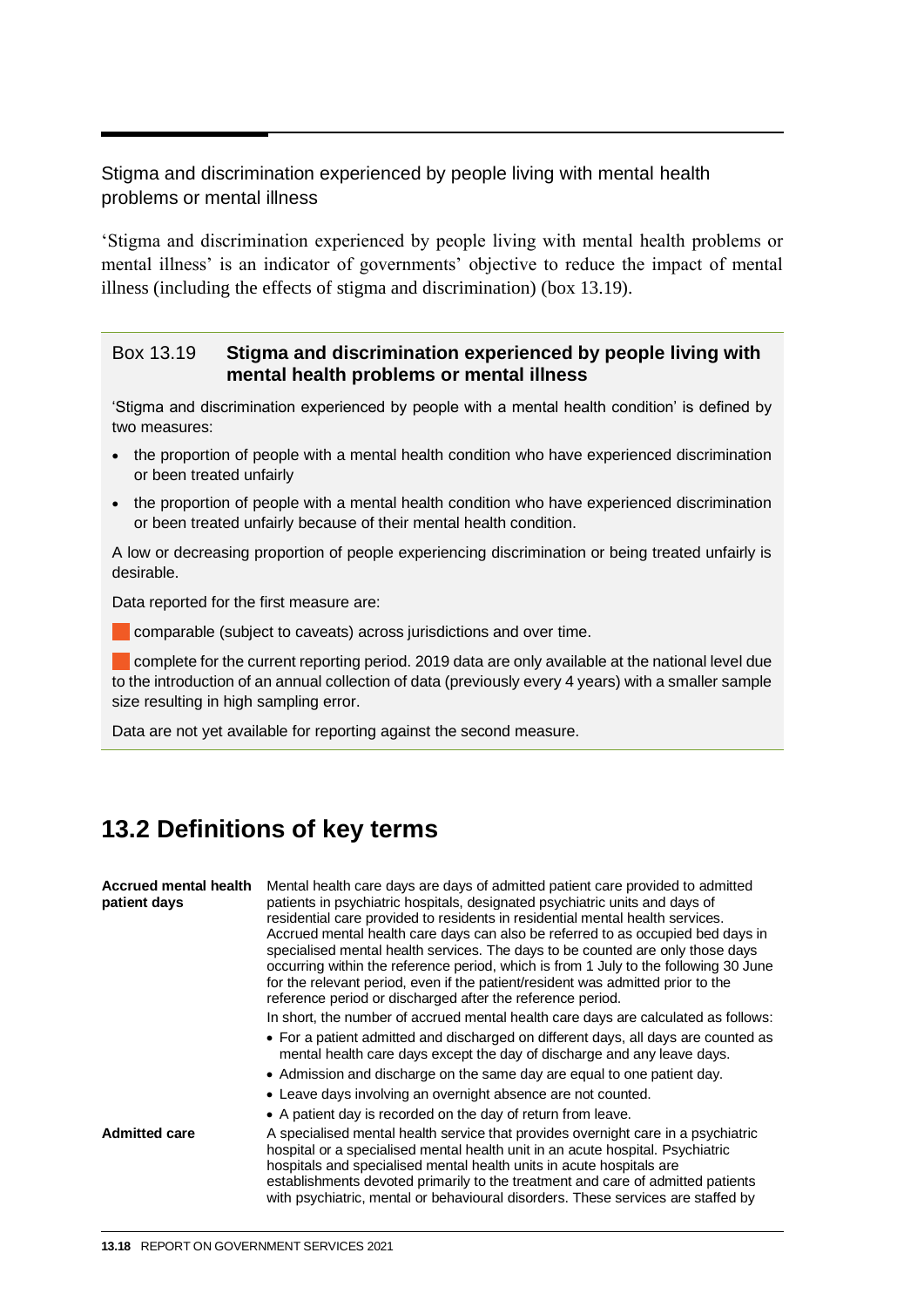### Stigma and discrimination experienced by people living with mental health problems or mental illness

'Stigma and discrimination experienced by people living with mental health problems or mental illness' is an indicator of governments' objective to reduce the impact of mental illness (including the effects of stigma and discrimination) (box 13.19).

> **Box 13.19 Stigma and discrimination experienced by people living with mental health problems or mental illness**
>
> 'Stigma and discrimination experienced by people with a mental health condition' is defined by two measures:
>
> - the proportion of people with a mental health condition who have experienced discrimination or been treated unfairly
> - the proportion of people with a mental health condition who have experienced discrimination or been treated unfairly because of their mental health condition.
>
> A low or decreasing proportion of people experiencing discrimination or being treated unfairly is desirable.
>
> Data reported for the first measure are:
>
> - comparable (subject to caveats) across jurisdictions and over time.
> - complete for the current reporting period. 2019 data are only available at the national level due to the introduction of an annual collection of data (previously every 4 years) with a smaller sample size resulting in high sampling error.
>
> Data are not yet available for reporting against the second measure.

## 13.2 Definitions of key terms

| | |
|---|---|
| **Accrued mental health patient days** | Mental health care days are days of admitted patient care provided to admitted patients in psychiatric hospitals, designated psychiatric units and days of residential care provided to residents in residential mental health services. Accrued mental health care days can also be referred to as occupied bed days in specialised mental health services. The days to be counted are only those days occurring within the reference period, which is from 1 July to the following 30 June for the relevant period, even if the patient/resident was admitted prior to the reference period or discharged after the reference period.<br>In short, the number of accrued mental health care days are calculated as follows:<br>• For a patient admitted and discharged on different days, all days are counted as mental health care days except the day of discharge and any leave days.<br>• Admission and discharge on the same day are equal to one patient day.<br>• Leave days involving an overnight absence are not counted.<br>• A patient day is recorded on the day of return from leave. |
| **Admitted care** | A specialised mental health service that provides overnight care in a psychiatric hospital or a specialised mental health unit in an acute hospital. Psychiatric hospitals and specialised mental health units in acute hospitals are establishments devoted primarily to the treatment and care of admitted patients with psychiatric, mental or behavioural disorders. These services are staffed by |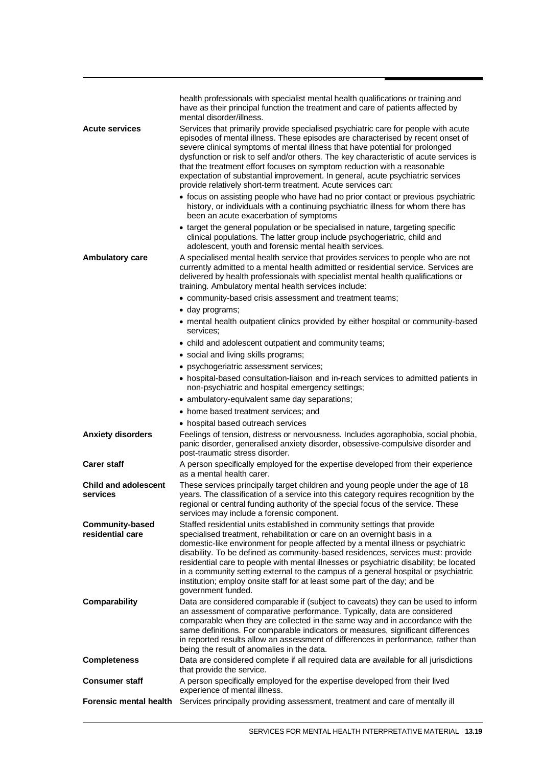health professionals with specialist mental health qualifications or training and have as their principal function the treatment and care of patients affected by mental disorder/illness.

**Acute services**

Services that primarily provide specialised psychiatric care for people with acute episodes of mental illness. These episodes are characterised by recent onset of severe clinical symptoms of mental illness that have potential for prolonged dysfunction or risk to self and/or others. The key characteristic of acute services is that the treatment effort focuses on symptom reduction with a reasonable expectation of substantial improvement. In general, acute psychiatric services provide relatively short-term treatment. Acute services can:

- focus on assisting people who have had no prior contact or previous psychiatric history, or individuals with a continuing psychiatric illness for whom there has been an acute exacerbation of symptoms
- target the general population or be specialised in nature, targeting specific clinical populations. The latter group include psychogeriatric, child and adolescent, youth and forensic mental health services.

**Ambulatory care**

A specialised mental health service that provides services to people who are not currently admitted to a mental health admitted or residential service. Services are delivered by health professionals with specialist mental health qualifications or training. Ambulatory mental health services include:

- community-based crisis assessment and treatment teams;
- day programs;
- mental health outpatient clinics provided by either hospital or community-based services;
- child and adolescent outpatient and community teams;
- social and living skills programs;
- psychogeriatric assessment services;
- hospital-based consultation-liaison and in-reach services to admitted patients in non-psychiatric and hospital emergency settings;
- ambulatory-equivalent same day separations;
- home based treatment services; and
- hospital based outreach services

**Anxiety disorders**

Feelings of tension, distress or nervousness. Includes agoraphobia, social phobia, panic disorder, generalised anxiety disorder, obsessive-compulsive disorder and post-traumatic stress disorder.

**Carer staff**

A person specifically employed for the expertise developed from their experience as a mental health carer.

**Child and adolescent services**

These services principally target children and young people under the age of 18 years. The classification of a service into this category requires recognition by the regional or central funding authority of the special focus of the service. These services may include a forensic component.

**Community-based residential care**

Staffed residential units established in community settings that provide specialised treatment, rehabilitation or care on an overnight basis in a domestic-like environment for people affected by a mental illness or psychiatric disability. To be defined as community-based residences, services must: provide residential care to people with mental illnesses or psychiatric disability; be located in a community setting external to the campus of a general hospital or psychiatric institution; employ onsite staff for at least some part of the day; and be government funded.

**Comparability**

Data are considered comparable if (subject to caveats) they can be used to inform an assessment of comparative performance. Typically, data are considered comparable when they are collected in the same way and in accordance with the same definitions. For comparable indicators or measures, significant differences in reported results allow an assessment of differences in performance, rather than being the result of anomalies in the data.

**Completeness**

Data are considered complete if all required data are available for all jurisdictions that provide the service.

**Consumer staff**

A person specifically employed for the expertise developed from their lived experience of mental illness.

**Forensic mental health**

Services principally providing assessment, treatment and care of mentally ill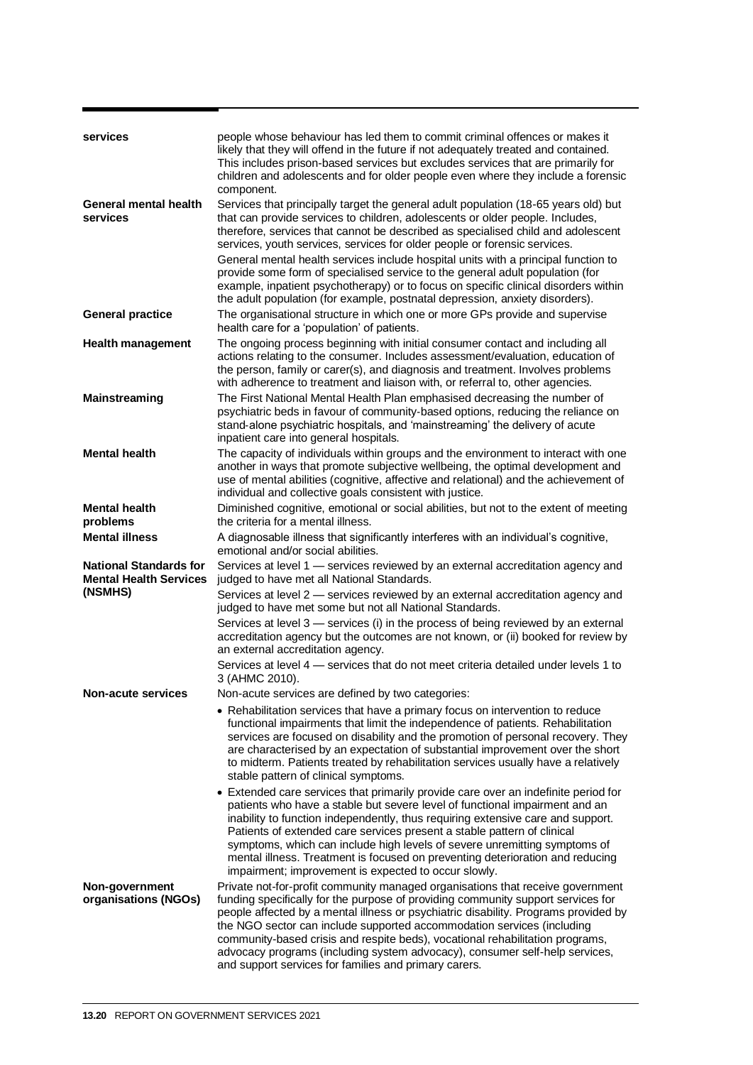| | |
|---|---|
| **services** | people whose behaviour has led them to commit criminal offences or makes it likely that they will offend in the future if not adequately treated and contained. This includes prison-based services but excludes services that are primarily for children and adolescents and for older people even where they include a forensic component. |
| **General mental health services** | Services that principally target the general adult population (18-65 years old) but that can provide services to children, adolescents or older people. Includes, therefore, services that cannot be described as specialised child and adolescent services, youth services, services for older people or forensic services. General mental health services include hospital units with a principal function to provide some form of specialised service to the general adult population (for example, inpatient psychotherapy) or to focus on specific clinical disorders within the adult population (for example, postnatal depression, anxiety disorders). |
| **General practice** | The organisational structure in which one or more GPs provide and supervise health care for a 'population' of patients. |
| **Health management** | The ongoing process beginning with initial consumer contact and including all actions relating to the consumer. Includes assessment/evaluation, education of the person, family or carer(s), and diagnosis and treatment. Involves problems with adherence to treatment and liaison with, or referral to, other agencies. |
| **Mainstreaming** | The First National Mental Health Plan emphasised decreasing the number of psychiatric beds in favour of community-based options, reducing the reliance on stand-alone psychiatric hospitals, and 'mainstreaming' the delivery of acute inpatient care into general hospitals. |
| **Mental health** | The capacity of individuals within groups and the environment to interact with one another in ways that promote subjective wellbeing, the optimal development and use of mental abilities (cognitive, affective and relational) and the achievement of individual and collective goals consistent with justice. |
| **Mental health problems** | Diminished cognitive, emotional or social abilities, but not to the extent of meeting the criteria for a mental illness. |
| **Mental illness** | A diagnosable illness that significantly interferes with an individual's cognitive, emotional and/or social abilities. |
| **National Standards for Mental Health Services (NSMHS)** | Services at level 1 — services reviewed by an external accreditation agency and judged to have met all National Standards.<br>Services at level 2 — services reviewed by an external accreditation agency and judged to have met some but not all National Standards.<br>Services at level 3 — services (i) in the process of being reviewed by an external accreditation agency but the outcomes are not known, or (ii) booked for review by an external accreditation agency.<br>Services at level 4 — services that do not meet criteria detailed under levels 1 to 3 (AHMC 2010). |
| **Non-acute services** | Non-acute services are defined by two categories:<br>• Rehabilitation services that have a primary focus on intervention to reduce functional impairments that limit the independence of patients. Rehabilitation services are focused on disability and the promotion of personal recovery. They are characterised by an expectation of substantial improvement over the short to midterm. Patients treated by rehabilitation services usually have a relatively stable pattern of clinical symptoms.<br>• Extended care services that primarily provide care over an indefinite period for patients who have a stable but severe level of functional impairment and an inability to function independently, thus requiring extensive care and support. Patients of extended care services present a stable pattern of clinical symptoms, which can include high levels of severe unremitting symptoms of mental illness. Treatment is focused on preventing deterioration and reducing impairment; improvement is expected to occur slowly. |
| **Non-government organisations (NGOs)** | Private not-for-profit community managed organisations that receive government funding specifically for the purpose of providing community support services for people affected by a mental illness or psychiatric disability. Programs provided by the NGO sector can include supported accommodation services (including community-based crisis and respite beds), vocational rehabilitation programs, advocacy programs (including system advocacy), consumer self-help services, and support services for families and primary carers. |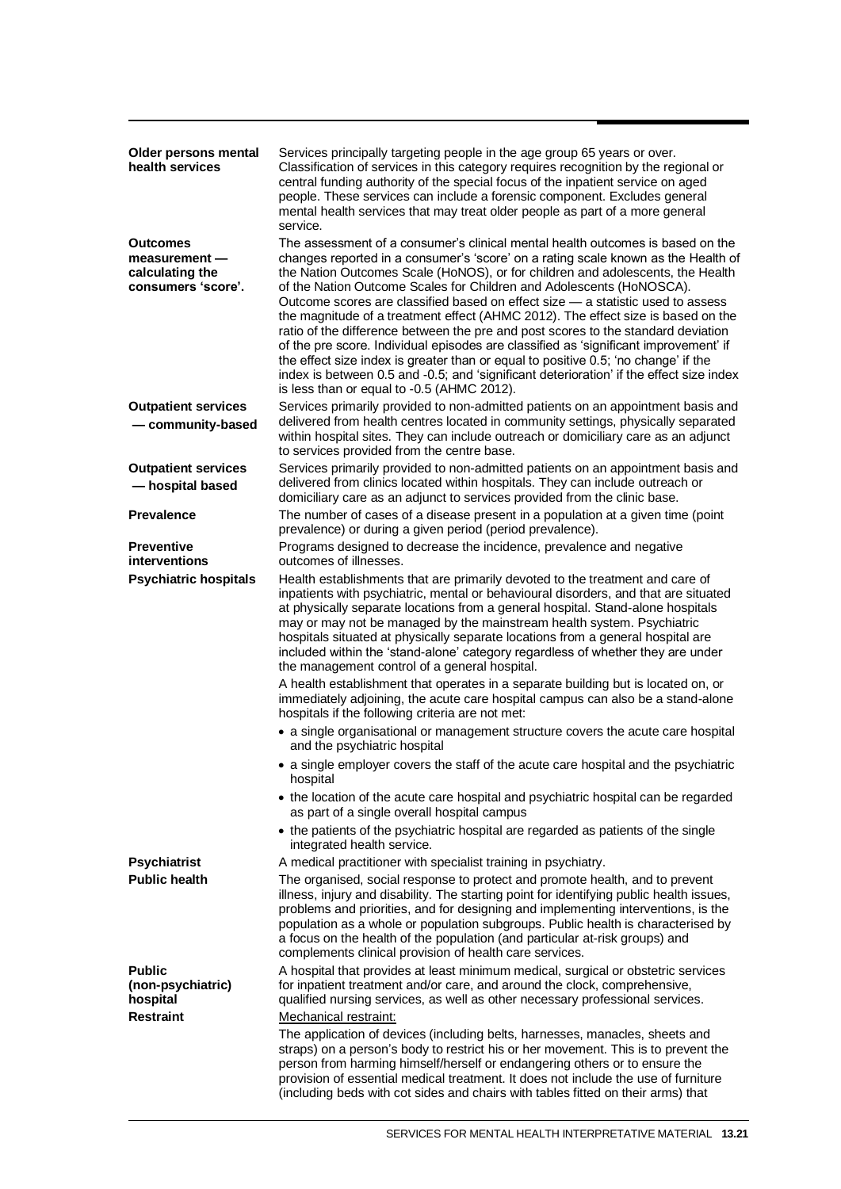| | |
|---|---|
| **Older persons mental health services** | Services principally targeting people in the age group 65 years or over. Classification of services in this category requires recognition by the regional or central funding authority of the special focus of the inpatient service on aged people. These services can include a forensic component. Excludes general mental health services that may treat older people as part of a more general service. |
| **Outcomes measurement — calculating the consumers 'score'.** | The assessment of a consumer's clinical mental health outcomes is based on the changes reported in a consumer's 'score' on a rating scale known as the Health of the Nation Outcomes Scale (HoNOS), or for children and adolescents, the Health of the Nation Outcome Scales for Children and Adolescents (HoNOSCA). Outcome scores are classified based on effect size — a statistic used to assess the magnitude of a treatment effect (AHMC 2012). The effect size is based on the ratio of the difference between the pre and post scores to the standard deviation of the pre score. Individual episodes are classified as 'significant improvement' if the effect size index is greater than or equal to positive 0.5; 'no change' if the index is between 0.5 and -0.5; and 'significant deterioration' if the effect size index is less than or equal to -0.5 (AHMC 2012). |
| **Outpatient services — community-based** | Services primarily provided to non-admitted patients on an appointment basis and delivered from health centres located in community settings, physically separated within hospital sites. They can include outreach or domiciliary care as an adjunct to services provided from the centre base. |
| **Outpatient services — hospital based** | Services primarily provided to non-admitted patients on an appointment basis and delivered from clinics located within hospitals. They can include outreach or domiciliary care as an adjunct to services provided from the clinic base. |
| **Prevalence** | The number of cases of a disease present in a population at a given time (point prevalence) or during a given period (period prevalence). |
| **Preventive interventions** | Programs designed to decrease the incidence, prevalence and negative outcomes of illnesses. |
| **Psychiatric hospitals** | Health establishments that are primarily devoted to the treatment and care of inpatients with psychiatric, mental or behavioural disorders, and that are situated at physically separate locations from a general hospital. Stand-alone hospitals may or may not be managed by the mainstream health system. Psychiatric hospitals situated at physically separate locations from a general hospital are included within the 'stand-alone' category regardless of whether they are under the management control of a general hospital.<br><br>A health establishment that operates in a separate building but is located on, or immediately adjoining, the acute care hospital campus can also be a stand-alone hospitals if the following criteria are not met:<br>• a single organisational or management structure covers the acute care hospital and the psychiatric hospital<br>• a single employer covers the staff of the acute care hospital and the psychiatric hospital<br>• the location of the acute care hospital and psychiatric hospital can be regarded as part of a single overall hospital campus<br>• the patients of the psychiatric hospital are regarded as patients of the single integrated health service. |
| **Psychiatrist** | A medical practitioner with specialist training in psychiatry. |
| **Public health** | The organised, social response to protect and promote health, and to prevent illness, injury and disability. The starting point for identifying public health issues, problems and priorities, and for designing and implementing interventions, is the population as a whole or population subgroups. Public health is characterised by a focus on the health of the population (and particular at-risk groups) and complements clinical provision of health care services. |
| **Public (non-psychiatric) hospital** | A hospital that provides at least minimum medical, surgical or obstetric services for inpatient treatment and/or care, and around the clock, comprehensive, qualified nursing services, as well as other necessary professional services. |
| **Restraint** | <u>Mechanical restraint:</u><br><br>The application of devices (including belts, harnesses, manacles, sheets and straps) on a person's body to restrict his or her movement. This is to prevent the person from harming himself/herself or endangering others or to ensure the provision of essential medical treatment. It does not include the use of furniture (including beds with cot sides and chairs with tables fitted on their arms) that |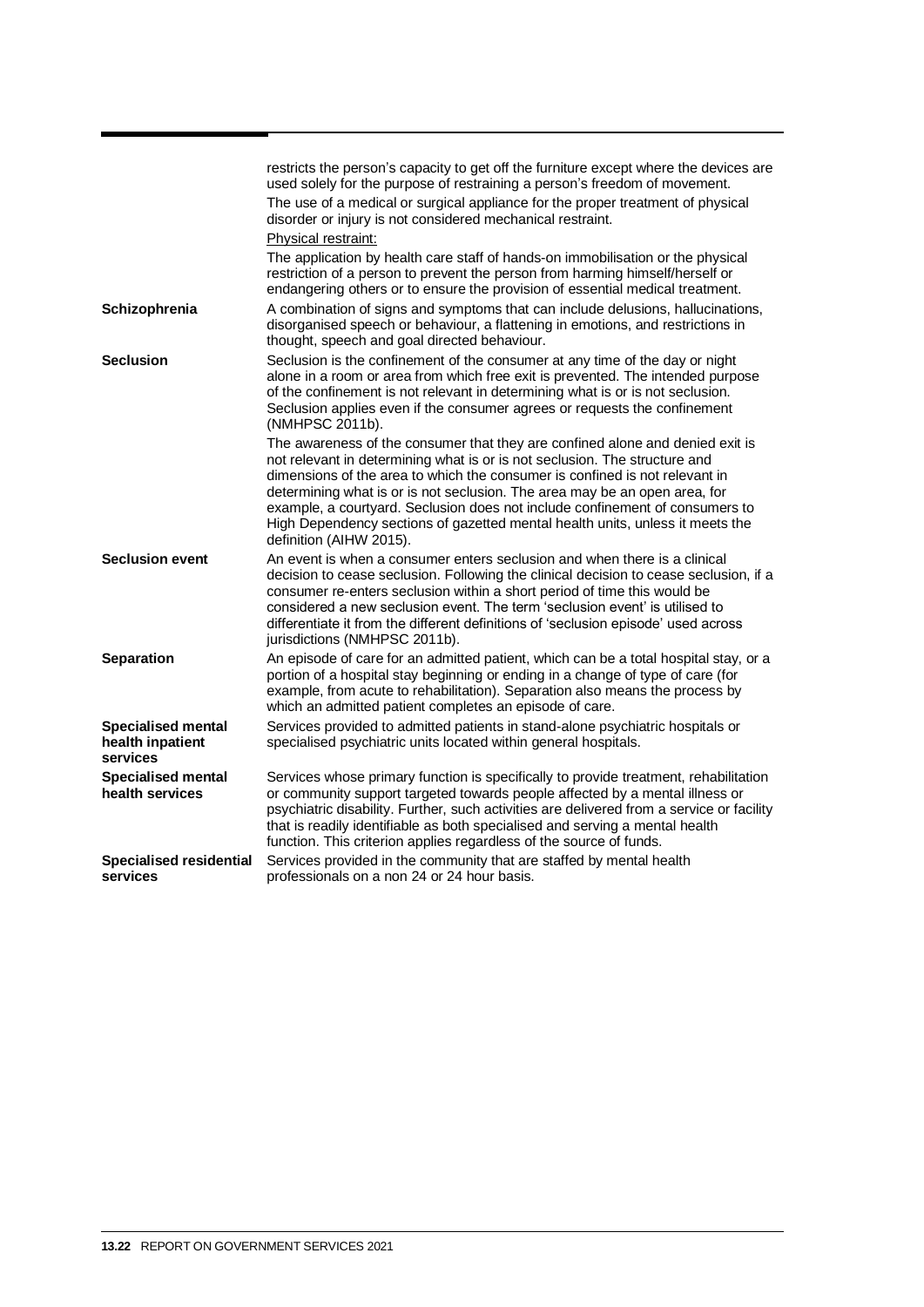| | |
|---|---|
| | restricts the person's capacity to get off the furniture except where the devices are used solely for the purpose of restraining a person's freedom of movement.<br>The use of a medical or surgical appliance for the proper treatment of physical disorder or injury is not considered mechanical restraint.<br>Physical restraint:<br>The application by health care staff of hands-on immobilisation or the physical restriction of a person to prevent the person from harming himself/herself or endangering others or to ensure the provision of essential medical treatment. |
| **Schizophrenia** | A combination of signs and symptoms that can include delusions, hallucinations, disorganised speech or behaviour, a flattening in emotions, and restrictions in thought, speech and goal directed behaviour. |
| **Seclusion** | Seclusion is the confinement of the consumer at any time of the day or night alone in a room or area from which free exit is prevented. The intended purpose of the confinement is not relevant in determining what is or is not seclusion. Seclusion applies even if the consumer agrees or requests the confinement (NMHPSC 2011b).<br>The awareness of the consumer that they are confined alone and denied exit is not relevant in determining what is or is not seclusion. The structure and dimensions of the area to which the consumer is confined is not relevant in determining what is or is not seclusion. The area may be an open area, for example, a courtyard. Seclusion does not include confinement of consumers to High Dependency sections of gazetted mental health units, unless it meets the definition (AIHW 2015). |
| **Seclusion event** | An event is when a consumer enters seclusion and when there is a clinical decision to cease seclusion. Following the clinical decision to cease seclusion, if a consumer re-enters seclusion within a short period of time this would be considered a new seclusion event. The term 'seclusion event' is utilised to differentiate it from the different definitions of 'seclusion episode' used across jurisdictions (NMHPSC 2011b). |
| **Separation** | An episode of care for an admitted patient, which can be a total hospital stay, or a portion of a hospital stay beginning or ending in a change of type of care (for example, from acute to rehabilitation). Separation also means the process by which an admitted patient completes an episode of care. |
| **Specialised mental health inpatient services** | Services provided to admitted patients in stand-alone psychiatric hospitals or specialised psychiatric units located within general hospitals. |
| **Specialised mental health services** | Services whose primary function is specifically to provide treatment, rehabilitation or community support targeted towards people affected by a mental illness or psychiatric disability. Further, such activities are delivered from a service or facility that is readily identifiable as both specialised and serving a mental health function. This criterion applies regardless of the source of funds. |
| **Specialised residential services** | Services provided in the community that are staffed by mental health professionals on a non 24 or 24 hour basis. |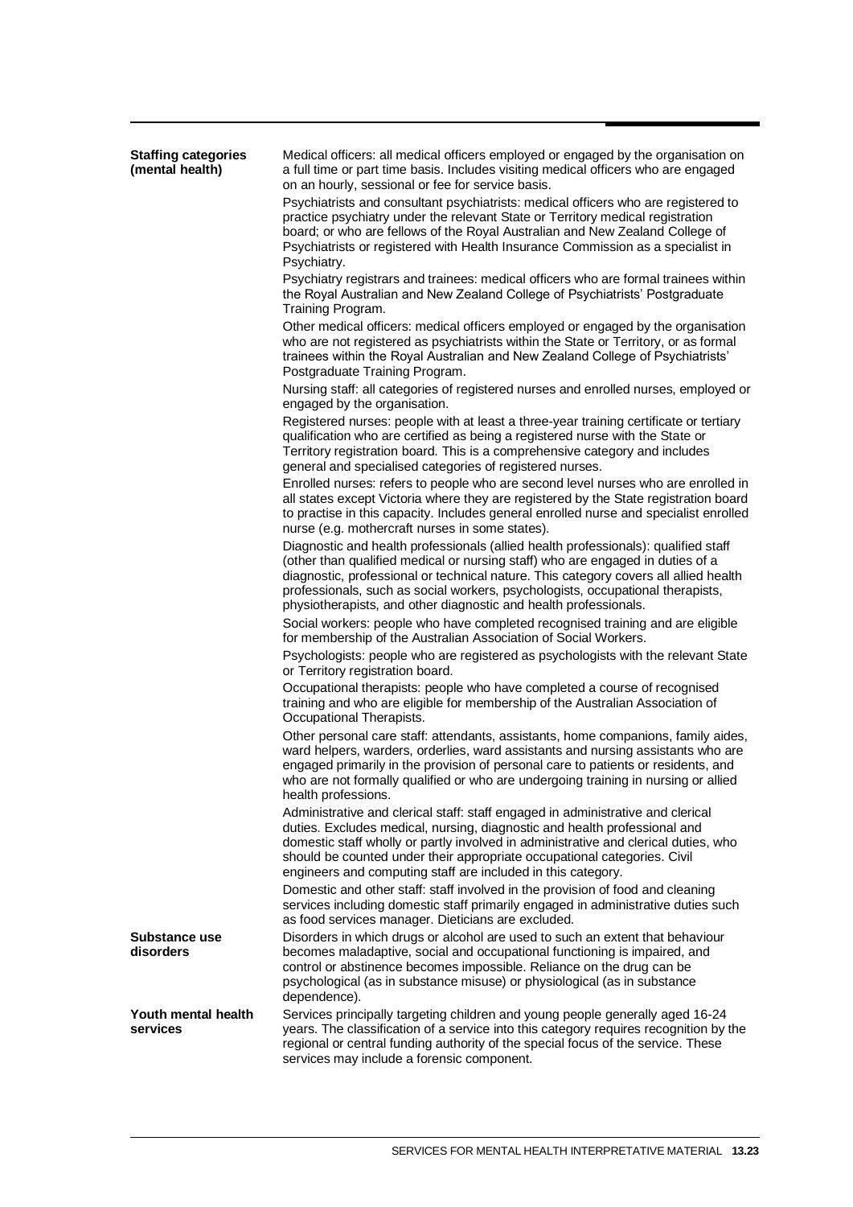| | |
|---|---|
| **Staffing categories (mental health)** | Medical officers: all medical officers employed or engaged by the organisation on a full time or part time basis. Includes visiting medical officers who are engaged on an hourly, sessional or fee for service basis.<br>Psychiatrists and consultant psychiatrists: medical officers who are registered to practice psychiatry under the relevant State or Territory medical registration board; or who are fellows of the Royal Australian and New Zealand College of Psychiatrists or registered with Health Insurance Commission as a specialist in Psychiatry.<br>Psychiatry registrars and trainees: medical officers who are formal trainees within the Royal Australian and New Zealand College of Psychiatrists' Postgraduate Training Program.<br>Other medical officers: medical officers employed or engaged by the organisation who are not registered as psychiatrists within the State or Territory, or as formal trainees within the Royal Australian and New Zealand College of Psychiatrists' Postgraduate Training Program.<br>Nursing staff: all categories of registered nurses and enrolled nurses, employed or engaged by the organisation.<br>Registered nurses: people with at least a three-year training certificate or tertiary qualification who are certified as being a registered nurse with the State or Territory registration board. This is a comprehensive category and includes general and specialised categories of registered nurses.<br>Enrolled nurses: refers to people who are second level nurses who are enrolled in all states except Victoria where they are registered by the State registration board to practise in this capacity. Includes general enrolled nurse and specialist enrolled nurse (e.g. mothercraft nurses in some states).<br>Diagnostic and health professionals (allied health professionals): qualified staff (other than qualified medical or nursing staff) who are engaged in duties of a diagnostic, professional or technical nature. This category covers all allied health professionals, such as social workers, psychologists, occupational therapists, physiotherapists, and other diagnostic and health professionals.<br>Social workers: people who have completed recognised training and are eligible for membership of the Australian Association of Social Workers.<br>Psychologists: people who are registered as psychologists with the relevant State or Territory registration board.<br>Occupational therapists: people who have completed a course of recognised training and who are eligible for membership of the Australian Association of Occupational Therapists.<br>Other personal care staff: attendants, assistants, home companions, family aides, ward helpers, warders, orderlies, ward assistants and nursing assistants who are engaged primarily in the provision of personal care to patients or residents, and who are not formally qualified or who are undergoing training in nursing or allied health professions.<br>Administrative and clerical staff: staff engaged in administrative and clerical duties. Excludes medical, nursing, diagnostic and health professional and domestic staff wholly or partly involved in administrative and clerical duties, who should be counted under their appropriate occupational categories. Civil engineers and computing staff are included in this category.<br>Domestic and other staff: staff involved in the provision of food and cleaning services including domestic staff primarily engaged in administrative duties such as food services manager. Dieticians are excluded. |
| **Substance use disorders** | Disorders in which drugs or alcohol are used to such an extent that behaviour becomes maladaptive, social and occupational functioning is impaired, and control or abstinence becomes impossible. Reliance on the drug can be psychological (as in substance misuse) or physiological (as in substance dependence). |
| **Youth mental health services** | Services principally targeting children and young people generally aged 16-24 years. The classification of a service into this category requires recognition by the regional or central funding authority of the special focus of the service. These services may include a forensic component. |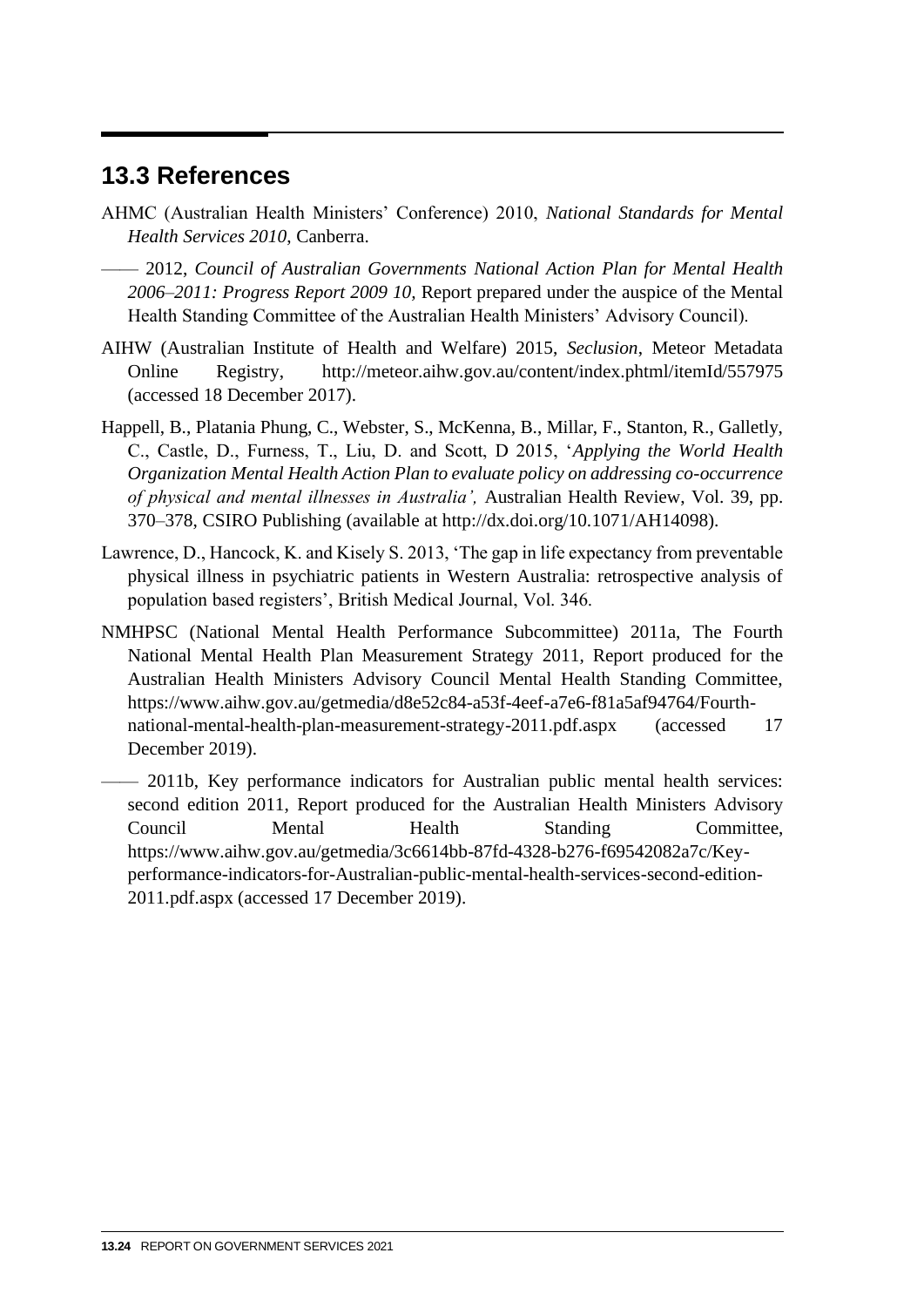## 13.3 References

AHMC (Australian Health Ministers' Conference) 2010, *National Standards for Mental Health Services 2010*, Canberra.

—— 2012, *Council of Australian Governments National Action Plan for Mental Health 2006–2011: Progress Report 2009 10*, Report prepared under the auspice of the Mental Health Standing Committee of the Australian Health Ministers' Advisory Council).

AIHW (Australian Institute of Health and Welfare) 2015, *Seclusion*, Meteor Metadata Online Registry, http://meteor.aihw.gov.au/content/index.phtml/itemId/557975 (accessed 18 December 2017).

Happell, B., Platania Phung, C., Webster, S., McKenna, B., Millar, F., Stanton, R., Galletly, C., Castle, D., Furness, T., Liu, D. and Scott, D 2015, '*Applying the World Health Organization Mental Health Action Plan to evaluate policy on addressing co-occurrence of physical and mental illnesses in Australia',* Australian Health Review, Vol. 39, pp. 370–378, CSIRO Publishing (available at http://dx.doi.org/10.1071/AH14098).

Lawrence, D., Hancock, K. and Kisely S. 2013, 'The gap in life expectancy from preventable physical illness in psychiatric patients in Western Australia: retrospective analysis of population based registers', British Medical Journal, Vol. 346.

NMHPSC (National Mental Health Performance Subcommittee) 2011a, The Fourth National Mental Health Plan Measurement Strategy 2011, Report produced for the Australian Health Ministers Advisory Council Mental Health Standing Committee, https://www.aihw.gov.au/getmedia/d8e52c84-a53f-4eef-a7e6-f81a5af94764/Fourth-national-mental-health-plan-measurement-strategy-2011.pdf.aspx (accessed 17 December 2019).

—— 2011b, Key performance indicators for Australian public mental health services: second edition 2011, Report produced for the Australian Health Ministers Advisory Council Mental Health Standing Committee, https://www.aihw.gov.au/getmedia/3c6614bb-87fd-4328-b276-f69542082a7c/Key-performance-indicators-for-Australian-public-mental-health-services-second-edition-2011.pdf.aspx (accessed 17 December 2019).